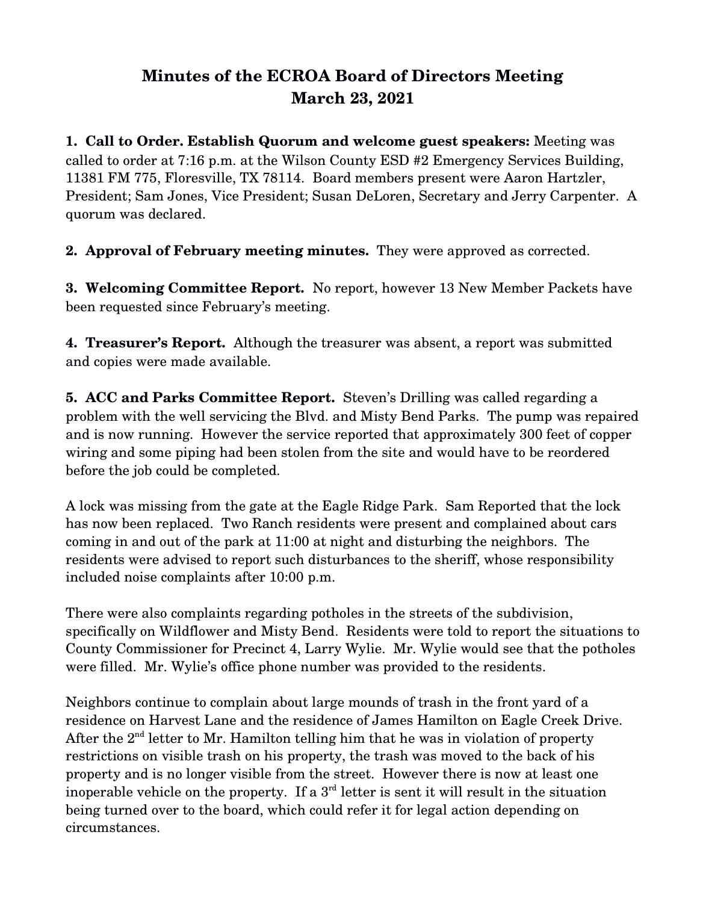# Minutes of the ECROA Board of Directors Meeting
# March 23, 2021

**1. Call to Order. Establish Quorum and welcome guest speakers:** Meeting was called to order at 7:16 p.m. at the Wilson County ESD #2 Emergency Services Building, 11381 FM 775, Floresville, TX 78114. Board members present were Aaron Hartzler, President; Sam Jones, Vice President; Susan DeLoren, Secretary and Jerry Carpenter. A quorum was declared.

**2. Approval of February meeting minutes.** They were approved as corrected.

**3. Welcoming Committee Report.** No report, however 13 New Member Packets have been requested since February's meeting.

**4. Treasurer's Report.** Although the treasurer was absent, a report was submitted and copies were made available.

**5. ACC and Parks Committee Report.** Steven's Drilling was called regarding a problem with the well servicing the Blvd. and Misty Bend Parks. The pump was repaired and is now running. However the service reported that approximately 300 feet of copper wiring and some piping had been stolen from the site and would have to be reordered before the job could be completed.

A lock was missing from the gate at the Eagle Ridge Park. Sam Reported that the lock has now been replaced. Two Ranch residents were present and complained about cars coming in and out of the park at 11:00 at night and disturbing the neighbors. The residents were advised to report such disturbances to the sheriff, whose responsibility included noise complaints after 10:00 p.m.

There were also complaints regarding potholes in the streets of the subdivision, specifically on Wildflower and Misty Bend. Residents were told to report the situations to County Commissioner for Precinct 4, Larry Wylie. Mr. Wylie would see that the potholes were filled. Mr. Wylie's office phone number was provided to the residents.

Neighbors continue to complain about large mounds of trash in the front yard of a residence on Harvest Lane and the residence of James Hamilton on Eagle Creek Drive. After the 2nd letter to Mr. Hamilton telling him that he was in violation of property restrictions on visible trash on his property, the trash was moved to the back of his property and is no longer visible from the street. However there is now at least one inoperable vehicle on the property. If a 3rd letter is sent it will result in the situation being turned over to the board, which could refer it for legal action depending on circumstances.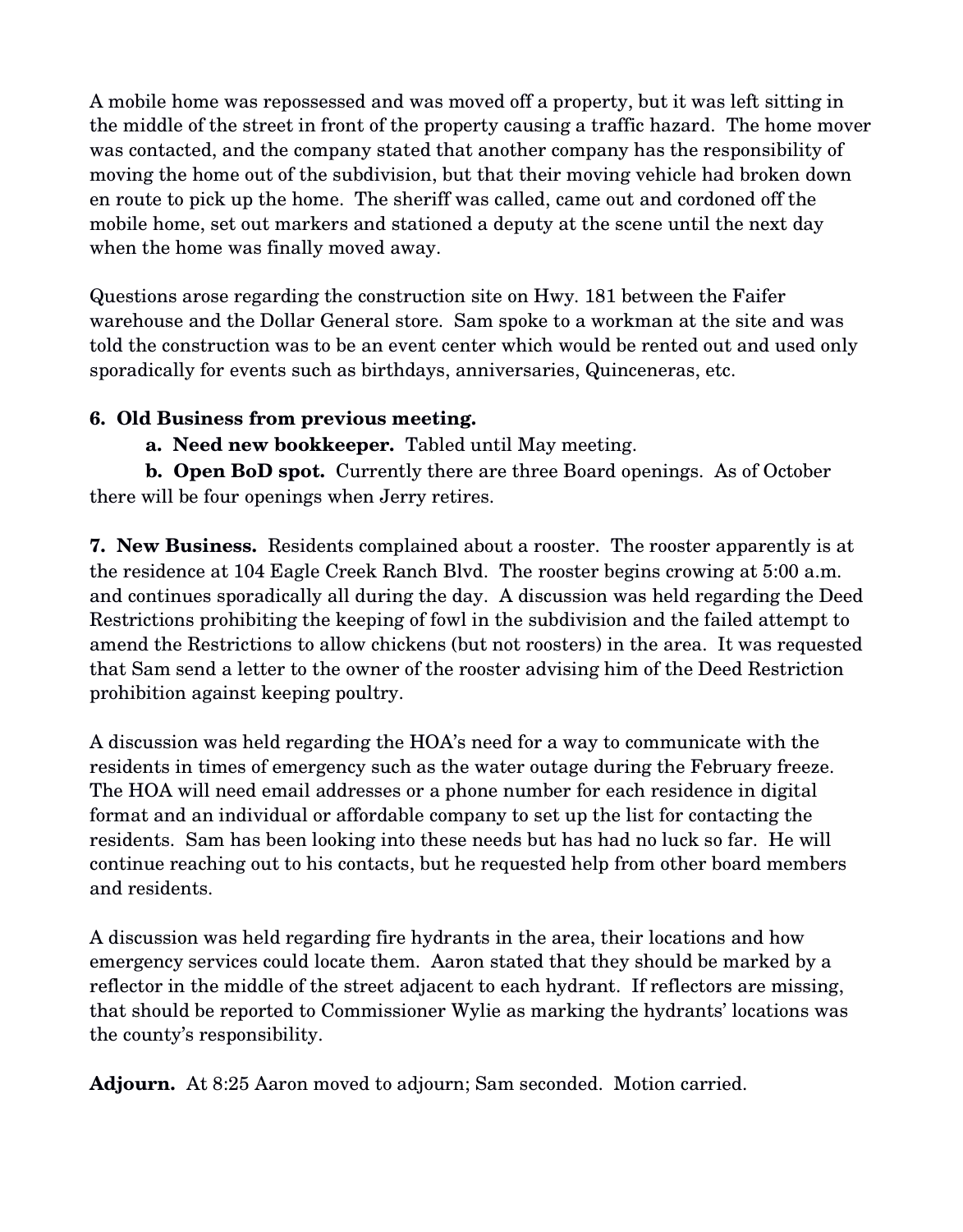A mobile home was repossessed and was moved off a property, but it was left sitting in the middle of the street in front of the property causing a traffic hazard. The home mover was contacted, and the company stated that another company has the responsibility of moving the home out of the subdivision, but that their moving vehicle had broken down en route to pick up the home. The sheriff was called, came out and cordoned off the mobile home, set out markers and stationed a deputy at the scene until the next day when the home was finally moved away.

Questions arose regarding the construction site on Hwy. 181 between the Faifer warehouse and the Dollar General store. Sam spoke to a workman at the site and was told the construction was to be an event center which would be rented out and used only sporadically for events such as birthdays, anniversaries, Quinceneras, etc.

**6. Old Business from previous meeting.**

**a. Need new bookkeeper.** Tabled until May meeting.

**b. Open BoD spot.** Currently there are three Board openings. As of October there will be four openings when Jerry retires.

**7. New Business.** Residents complained about a rooster. The rooster apparently is at the residence at 104 Eagle Creek Ranch Blvd. The rooster begins crowing at 5:00 a.m. and continues sporadically all during the day. A discussion was held regarding the Deed Restrictions prohibiting the keeping of fowl in the subdivision and the failed attempt to amend the Restrictions to allow chickens (but not roosters) in the area. It was requested that Sam send a letter to the owner of the rooster advising him of the Deed Restriction prohibition against keeping poultry.

A discussion was held regarding the HOA's need for a way to communicate with the residents in times of emergency such as the water outage during the February freeze. The HOA will need email addresses or a phone number for each residence in digital format and an individual or affordable company to set up the list for contacting the residents. Sam has been looking into these needs but has had no luck so far. He will continue reaching out to his contacts, but he requested help from other board members and residents.

A discussion was held regarding fire hydrants in the area, their locations and how emergency services could locate them. Aaron stated that they should be marked by a reflector in the middle of the street adjacent to each hydrant. If reflectors are missing, that should be reported to Commissioner Wylie as marking the hydrants' locations was the county's responsibility.

**Adjourn.** At 8:25 Aaron moved to adjourn; Sam seconded. Motion carried.